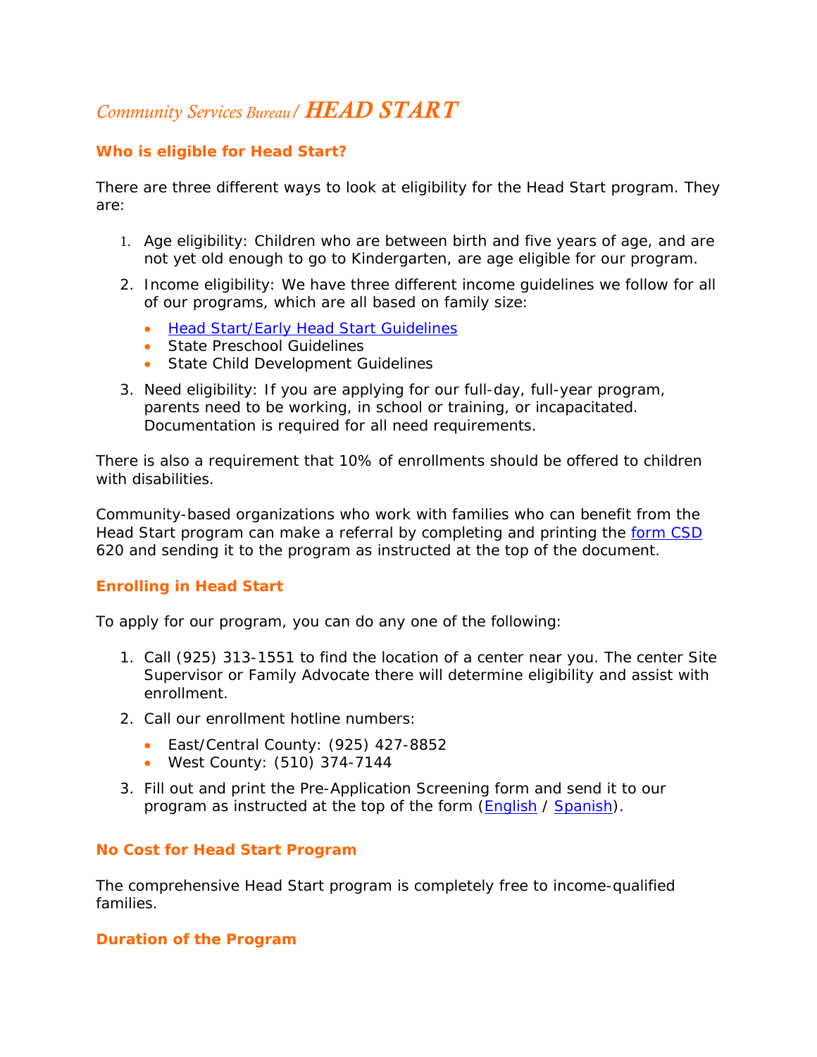# *Community Services Bureau / HEAD START*

## Who is eligible for Head Start?

There are three different ways to look at eligibility for the Head Start program. They are:

1. Age eligibility: Children who are between birth and five years of age, and are not yet old enough to go to Kindergarten, are age eligible for our program.
2. Income eligibility: We have three different income guidelines we follow for all of our programs, which are all based on family size:
   - Head Start/Early Head Start Guidelines
   - State Preschool Guidelines
   - State Child Development Guidelines
3. Need eligibility: If you are applying for our full-day, full-year program, parents need to be working, in school or training, or incapacitated. Documentation is required for all need requirements.

There is also a requirement that 10% of enrollments should be offered to children with disabilities.

Community-based organizations who work with families who can benefit from the Head Start program can make a referral by completing and printing the form CSD 620 and sending it to the program as instructed at the top of the document.

## Enrolling in Head Start

To apply for our program, you can do any one of the following:

1. Call (925) 313-1551 to find the location of a center near you. The center Site Supervisor or Family Advocate there will determine eligibility and assist with enrollment.
2. Call our enrollment hotline numbers:
   - East/Central County: (925) 427-8852
   - West County: (510) 374-7144
3. Fill out and print the Pre-Application Screening form and send it to our program as instructed at the top of the form (English / Spanish).

## No Cost for Head Start Program

The comprehensive Head Start program is completely free to income-qualified families.

## Duration of the Program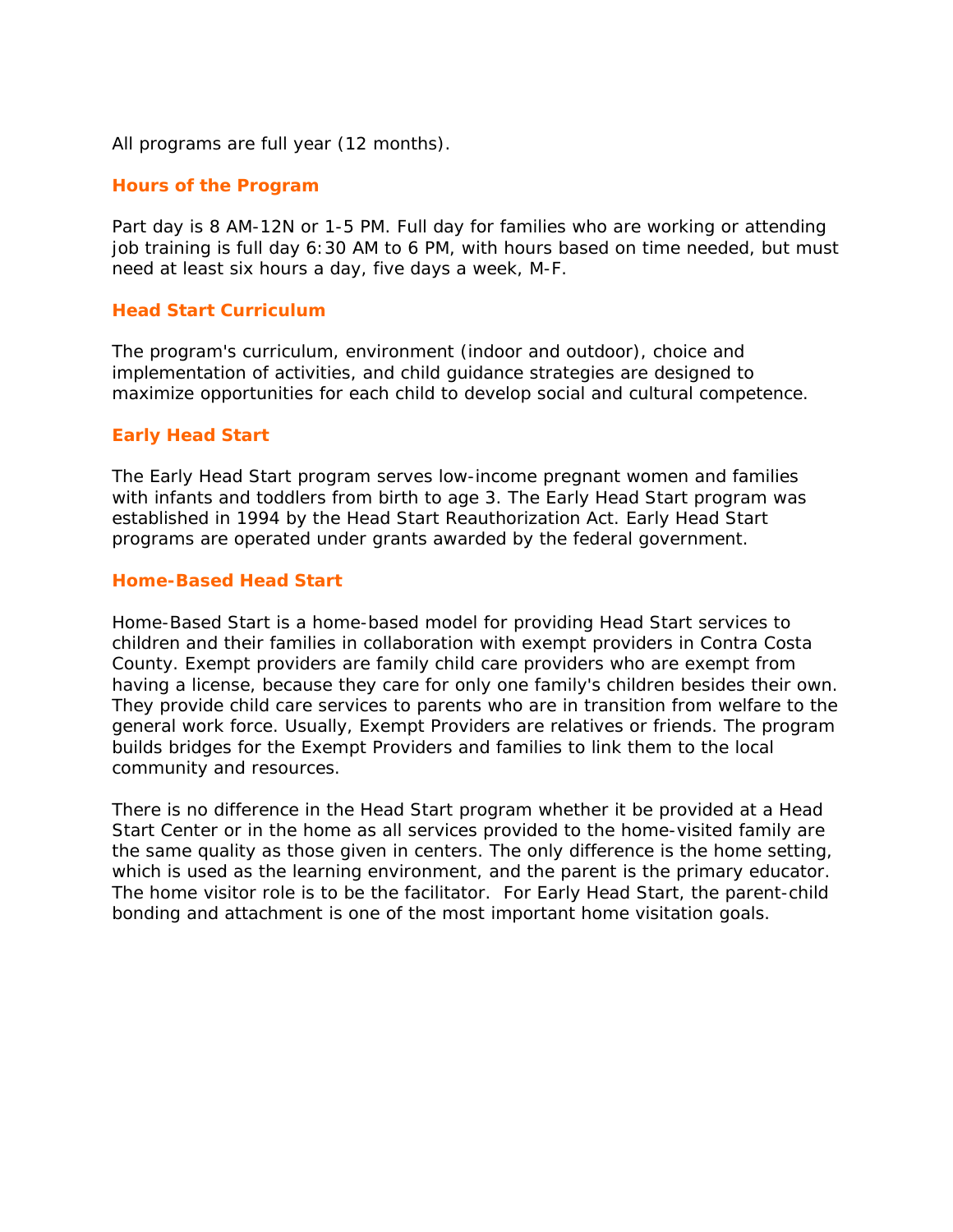All programs are full year (12 months).

### Hours of the Program

Part day is 8 AM-12N or 1-5 PM. Full day for families who are working or attending job training is full day 6:30 AM to 6 PM, with hours based on time needed, but must need at least six hours a day, five days a week, M-F.

### Head Start Curriculum

The program's curriculum, environment (indoor and outdoor), choice and implementation of activities, and child guidance strategies are designed to maximize opportunities for each child to develop social and cultural competence.

### Early Head Start

The Early Head Start program serves low-income pregnant women and families with infants and toddlers from birth to age 3. The Early Head Start program was established in 1994 by the Head Start Reauthorization Act. Early Head Start programs are operated under grants awarded by the federal government.

### Home-Based Head Start

Home-Based Start is a home-based model for providing Head Start services to children and their families in collaboration with exempt providers in Contra Costa County. Exempt providers are family child care providers who are exempt from having a license, because they care for only one family's children besides their own. They provide child care services to parents who are in transition from welfare to the general work force. Usually, Exempt Providers are relatives or friends. The program builds bridges for the Exempt Providers and families to link them to the local community and resources.

There is no difference in the Head Start program whether it be provided at a Head Start Center or in the home as all services provided to the home-visited family are the same quality as those given in centers. The only difference is the home setting, which is used as the learning environment, and the parent is the primary educator. The home visitor role is to be the facilitator. For Early Head Start, the parent-child bonding and attachment is one of the most important home visitation goals.